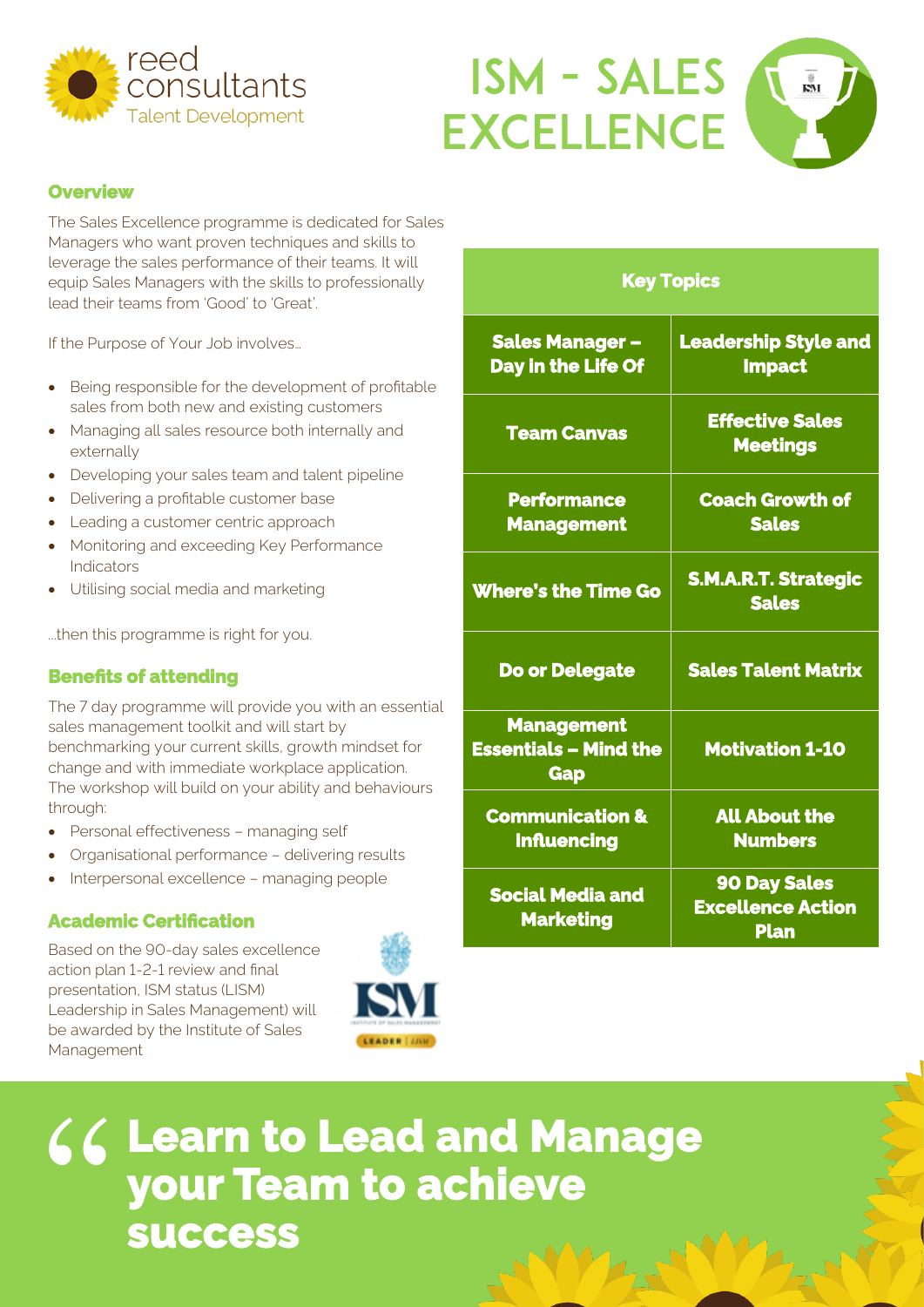reed consultants
Talent Development

# ISM - SALES EXCELLENCE

## Overview

The Sales Excellence programme is dedicated for Sales Managers who want proven techniques and skills to leverage the sales performance of their teams. It will equip Sales Managers with the skills to professionally lead their teams from 'Good' to 'Great'.

If the Purpose of Your Job involves...

- Being responsible for the development of profitable sales from both new and existing customers
- Managing all sales resource both internally and externally
- Developing your sales team and talent pipeline
- Delivering a profitable customer base
- Leading a customer centric approach
- Monitoring and exceeding Key Performance Indicators
- Utilising social media and marketing

...then this programme is right for you.

## Benefits of attending

The 7 day programme will provide you with an essential sales management toolkit and will start by benchmarking your current skills, growth mindset for change and with immediate workplace application. The workshop will build on your ability and behaviours through:

- Personal effectiveness – managing self
- Organisational performance – delivering results
- Interpersonal excellence – managing people

## Academic Certification

Based on the 90-day sales excellence action plan 1-2-1 review and final presentation, ISM status (LISM) Leadership in Sales Management) will be awarded by the Institute of Sales Management

| Key Topics | |
|---|---|
| Sales Manager – Day in the Life Of | Leadership Style and Impact |
| Team Canvas | Effective Sales Meetings |
| Performance Management | Coach Growth of Sales |
| Where's the Time Go | S.M.A.R.T. Strategic Sales |
| Do or Delegate | Sales Talent Matrix |
| Management Essentials – Mind the Gap | Motivation 1-10 |
| Communication & Influencing | All About the Numbers |
| Social Media and Marketing | 90 Day Sales Excellence Action Plan |

> **Learn to Lead and Manage your Team to achieve success**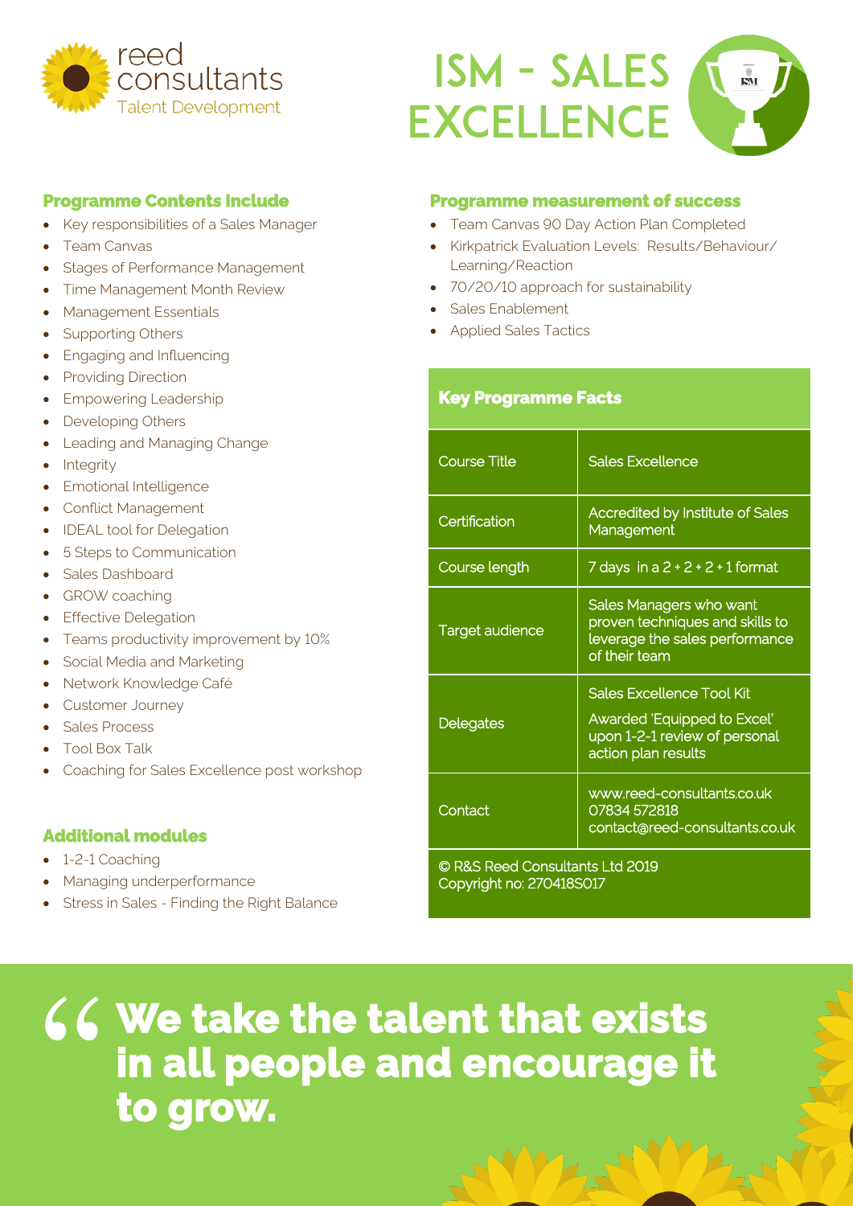reed consultants
Talent Development

# ISM - SALES EXCELLENCE

## Programme Contents Include

- Key responsibilities of a Sales Manager
- Team Canvas
- Stages of Performance Management
- Time Management Month Review
- Management Essentials
- Supporting Others
- Engaging and Influencing
- Providing Direction
- Empowering Leadership
- Developing Others
- Leading and Managing Change
- Integrity
- Emotional Intelligence
- Conflict Management
- IDEAL tool for Delegation
- 5 Steps to Communication
- Sales Dashboard
- GROW coaching
- Effective Delegation
- Teams productivity improvement by 10%
- Social Media and Marketing
- Network Knowledge Café
- Customer Journey
- Sales Process
- Tool Box Talk
- Coaching for Sales Excellence post workshop

## Additional modules

- 1-2-1 Coaching
- Managing underperformance
- Stress in Sales - Finding the Right Balance

## Programme measurement of success

- Team Canvas 90 Day Action Plan Completed
- Kirkpatrick Evaluation Levels: Results/Behaviour/ Learning/Reaction
- 70/20/10 approach for sustainability
- Sales Enablement
- Applied Sales Tactics

## Key Programme Facts

| | |
|---|---|
| Course Title | Sales Excellence |
| Certification | Accredited by Institute of Sales Management |
| Course length | 7 days in a 2 + 2 + 2 + 1 format |
| Target audience | Sales Managers who want proven techniques and skills to leverage the sales performance of their team |
| Delegates | Sales Excellence Tool Kit<br>Awarded 'Equipped to Excel' upon 1-2-1 review of personal action plan results |
| Contact | www.reed-consultants.co.uk<br>07834 572818<br>contact@reed-consultants.co.uk |

© R&S Reed Consultants Ltd 2019
Copyright no: 270418S017

**“ We take the talent that exists in all people and encourage it to grow.**